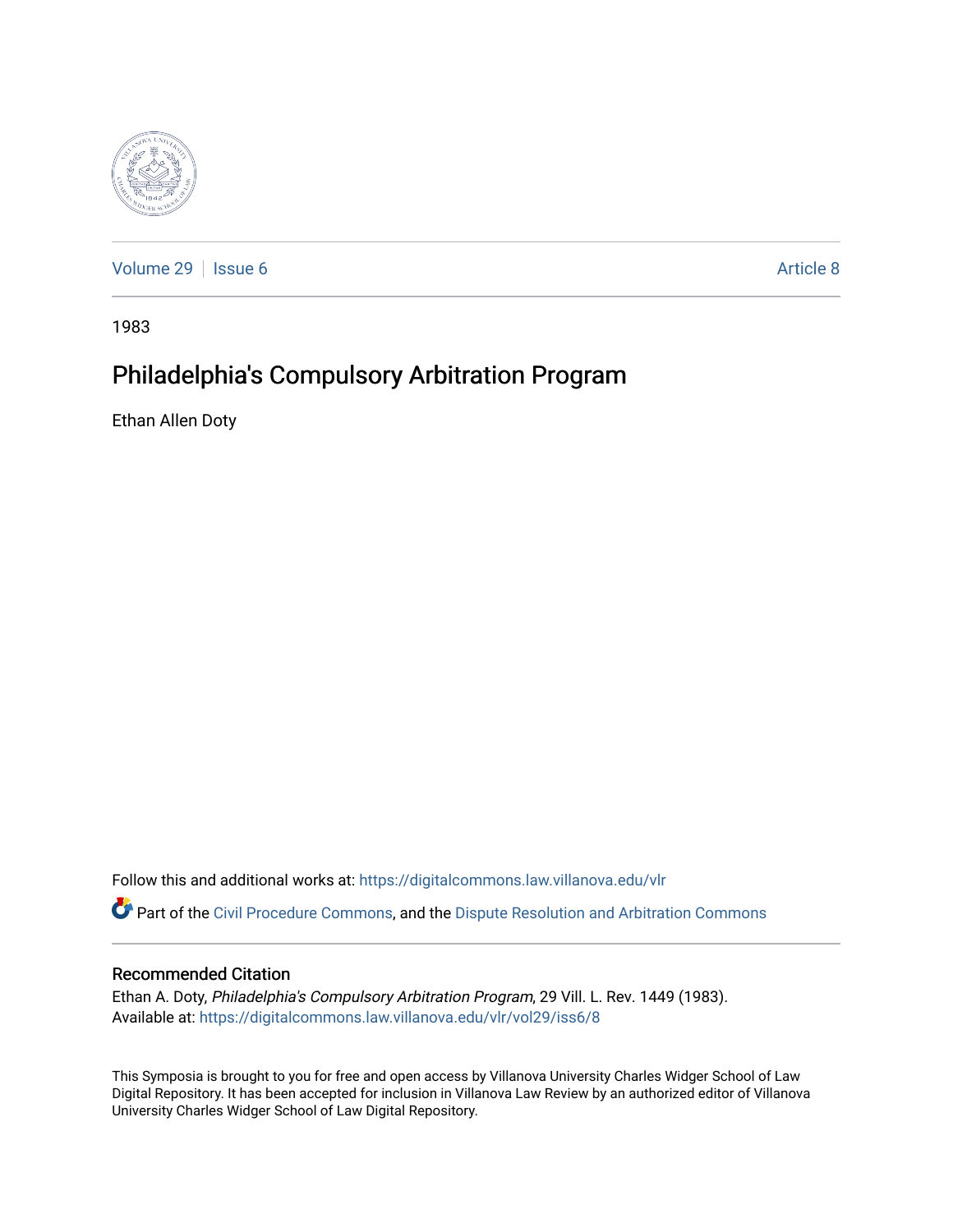Volume 29 | Issue 6 | Article 8

1983

# Philadelphia's Compulsory Arbitration Program

Ethan Allen Doty

Follow this and additional works at: https://digitalcommons.law.villanova.edu/vlr

Part of the Civil Procedure Commons, and the Dispute Resolution and Arbitration Commons

## Recommended Citation

Ethan A. Doty, *Philadelphia's Compulsory Arbitration Program*, 29 Vill. L. Rev. 1449 (1983).
Available at: https://digitalcommons.law.villanova.edu/vlr/vol29/iss6/8

This Symposia is brought to you for free and open access by Villanova University Charles Widger School of Law Digital Repository. It has been accepted for inclusion in Villanova Law Review by an authorized editor of Villanova University Charles Widger School of Law Digital Repository.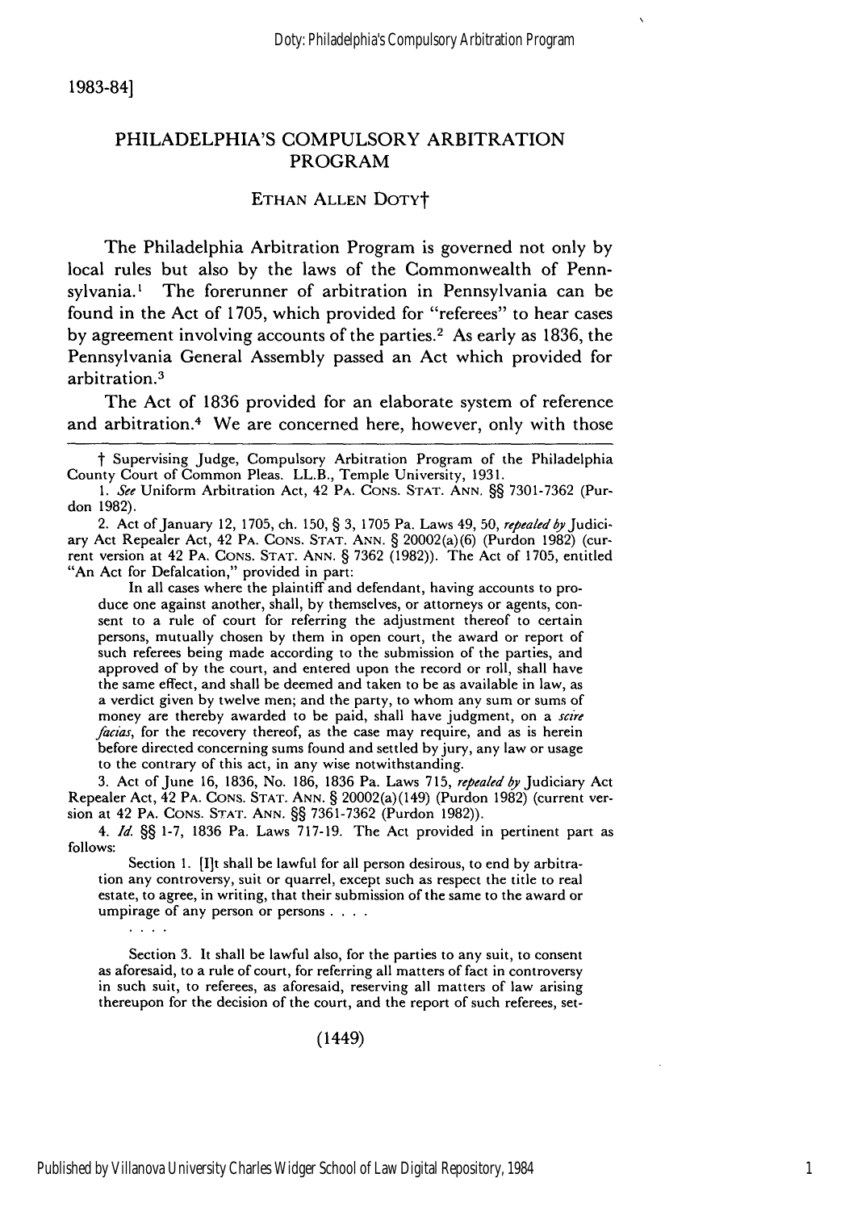# PHILADELPHIA'S COMPULSORY ARBITRATION PROGRAM

ETHAN ALLEN DOTY†

The Philadelphia Arbitration Program is governed not only by local rules but also by the laws of the Commonwealth of Pennsylvania.[1] The forerunner of arbitration in Pennsylvania can be found in the Act of 1705, which provided for "referees" to hear cases by agreement involving accounts of the parties.[2] As early as 1836, the Pennsylvania General Assembly passed an Act which provided for arbitration.[3]

The Act of 1836 provided for an elaborate system of reference and arbitration.[4] We are concerned here, however, only with those

---

† Supervising Judge, Compulsory Arbitration Program of the Philadelphia County Court of Common Pleas. LL.B., Temple University, 1931.

1. *See* Uniform Arbitration Act, 42 PA. CONS. STAT. ANN. §§ 7301-7362 (Purdon 1982).

2. Act of January 12, 1705, ch. 150, § 3, 1705 Pa. Laws 49, 50, *repealed by* Judiciary Act Repealer Act, 42 PA. CONS. STAT. ANN. § 20002(a)(6) (Purdon 1982) (current version at 42 PA. CONS. STAT. ANN. § 7362 (1982)). The Act of 1705, entitled "An Act for Defalcation," provided in part:

> In all cases where the plaintiff and defendant, having accounts to produce one against another, shall, by themselves, or attorneys or agents, consent to a rule of court for referring the adjustment thereof to certain persons, mutually chosen by them in open court, the award or report of such referees being made according to the submission of the parties, and approved of by the court, and entered upon the record or roll, shall have the same effect, and shall be deemed and taken to be as available in law, as a verdict given by twelve men; and the party, to whom any sum or sums of money are thereby awarded to be paid, shall have judgment, on a *scire facias*, for the recovery thereof, as the case may require, and as is herein before directed concerning sums found and settled by jury, any law or usage to the contrary of this act, in any wise notwithstanding.

3. Act of June 16, 1836, No. 186, 1836 Pa. Laws 715, *repealed by* Judiciary Act Repealer Act, 42 PA. CONS. STAT. ANN. § 20002(a)(149) (Purdon 1982) (current version at 42 PA. CONS. STAT. ANN. §§ 7361-7362 (Purdon 1982)).

4. *Id.* §§ 1-7, 1836 Pa. Laws 717-19. The Act provided in pertinent part as follows:

> Section 1. [I]t shall be lawful for all person desirous, to end by arbitration any controversy, suit or quarrel, except such as respect the title to real estate, to agree, in writing, that their submission of the same to the award or umpirage of any person or persons . . . .
>
> . . . .
>
> Section 3. It shall be lawful also, for the parties to any suit, to consent as aforesaid, to a rule of court, for referring all matters of fact in controversy in such suit, to referees, as aforesaid, reserving all matters of law arising thereupon for the decision of the court, and the report of such referees, set-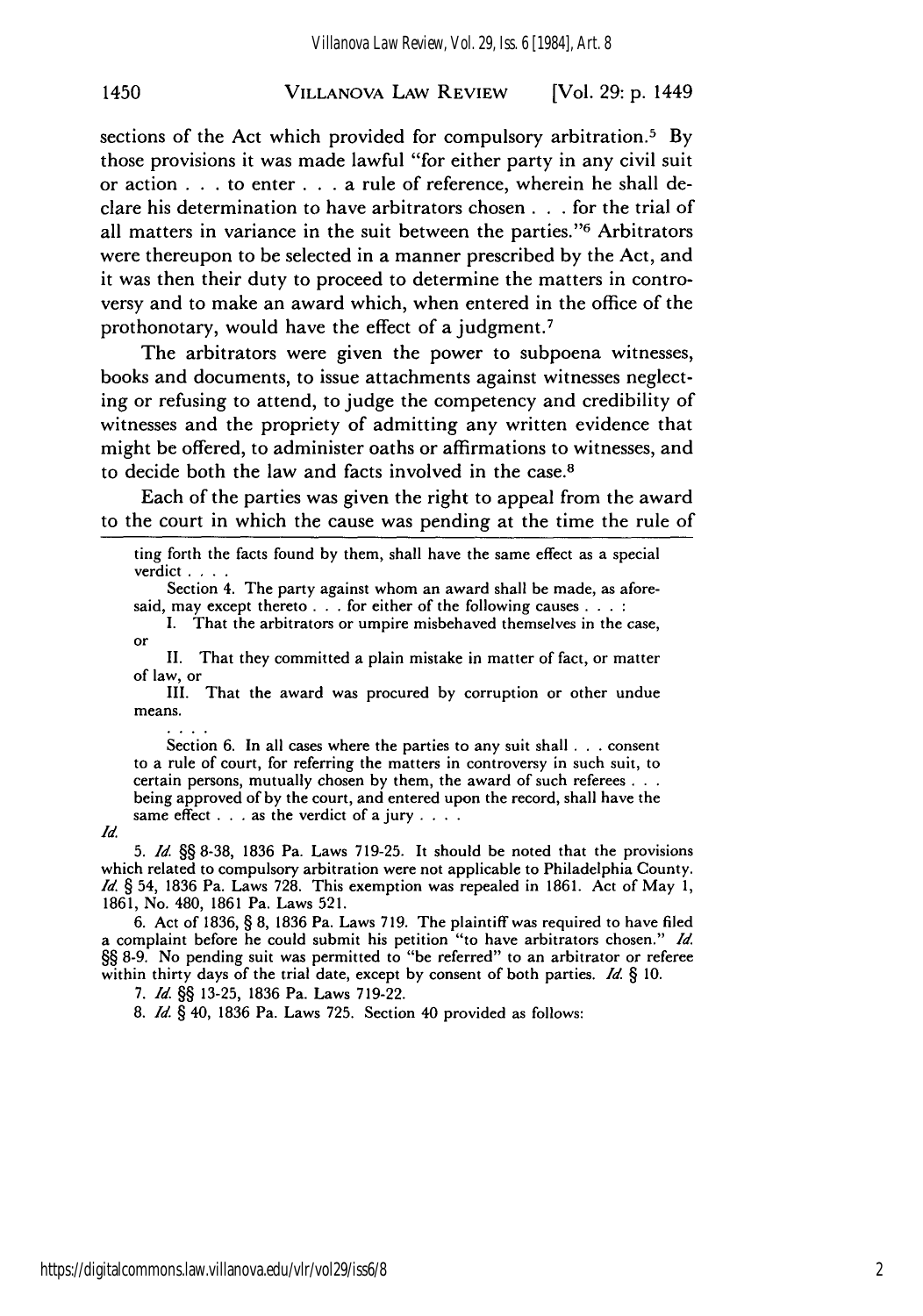sections of the Act which provided for compulsory arbitration.[5] By those provisions it was made lawful "for either party in any civil suit or action . . . to enter . . . a rule of reference, wherein he shall declare his determination to have arbitrators chosen . . . for the trial of all matters in variance in the suit between the parties."[6] Arbitrators were thereupon to be selected in a manner prescribed by the Act, and it was then their duty to proceed to determine the matters in controversy and to make an award which, when entered in the office of the prothonotary, would have the effect of a judgment.[7]

The arbitrators were given the power to subpoena witnesses, books and documents, to issue attachments against witnesses neglecting or refusing to attend, to judge the competency and credibility of witnesses and the propriety of admitting any written evidence that might be offered, to administer oaths or affirmations to witnesses, and to decide both the law and facts involved in the case.[8]

Each of the parties was given the right to appeal from the award to the court in which the cause was pending at the time the rule of

---

ting forth the facts found by them, shall have the same effect as a special verdict . . . .

Section 4. The party against whom an award shall be made, as aforesaid, may except thereto . . . for either of the following causes . . . :

I. That the arbitrators or umpire misbehaved themselves in the case, or

II. That they committed a plain mistake in matter of fact, or matter of law, or

III. That the award was procured by corruption or other undue means.

. . . .

Section 6. In all cases where the parties to any suit shall . . . consent to a rule of court, for referring the matters in controversy in such suit, to certain persons, mutually chosen by them, the award of such referees . . . being approved of by the court, and entered upon the record, shall have the same effect . . . as the verdict of a jury . . . .

*Id.*

5. *Id.* §§ 8-38, 1836 Pa. Laws 719-25. It should be noted that the provisions which related to compulsory arbitration were not applicable to Philadelphia County. *Id.* § 54, 1836 Pa. Laws 728. This exemption was repealed in 1861. Act of May 1, 1861, No. 480, 1861 Pa. Laws 521.

6. Act of 1836, § 8, 1836 Pa. Laws 719. The plaintiff was required to have filed a complaint before he could submit his petition "to have arbitrators chosen." *Id.* §§ 8-9. No pending suit was permitted to "be referred" to an arbitrator or referee within thirty days of the trial date, except by consent of both parties. *Id.* § 10.

7. *Id.* §§ 13-25, 1836 Pa. Laws 719-22.

8. *Id.* § 40, 1836 Pa. Laws 725. Section 40 provided as follows: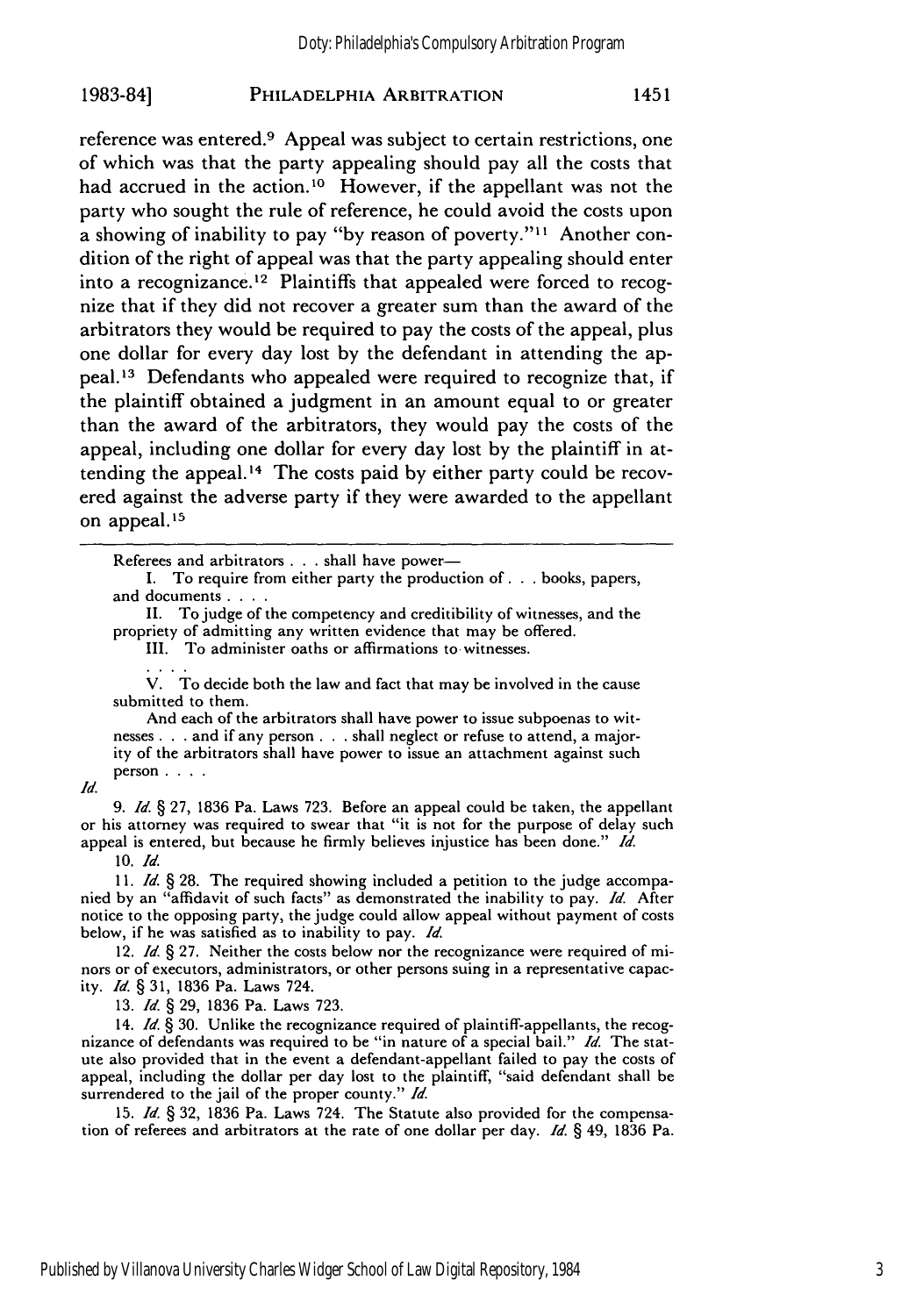reference was entered.[9] Appeal was subject to certain restrictions, one of which was that the party appealing should pay all the costs that had accrued in the action.[10] However, if the appellant was not the party who sought the rule of reference, he could avoid the costs upon a showing of inability to pay "by reason of poverty."[11] Another condition of the right of appeal was that the party appealing should enter into a recognizance.[12] Plaintiffs that appealed were forced to recognize that if they did not recover a greater sum than the award of the arbitrators they would be required to pay the costs of the appeal, plus one dollar for every day lost by the defendant in attending the appeal.[13] Defendants who appealed were required to recognize that, if the plaintiff obtained a judgment in an amount equal to or greater than the award of the arbitrators, they would pay the costs of the appeal, including one dollar for every day lost by the plaintiff in attending the appeal.[14] The costs paid by either party could be recovered against the adverse party if they were awarded to the appellant on appeal.[15]

---

> Referees and arbitrators . . . shall have power—
>
> I. To require from either party the production of . . . books, papers, and documents . . . .
>
> II. To judge of the competency and creditibility of witnesses, and the propriety of admitting any written evidence that may be offered.
>
> III. To administer oaths or affirmations to witnesses.
>
> . . . .
>
> V. To decide both the law and fact that may be involved in the cause submitted to them.
>
> And each of the arbitrators shall have power to issue subpoenas to witnesses . . . and if any person . . . shall neglect or refuse to attend, a majority of the arbitrators shall have power to issue an attachment against such person . . . .

*Id.*

9. *Id.* § 27, 1836 Pa. Laws 723. Before an appeal could be taken, the appellant or his attorney was required to swear that "it is not for the purpose of delay such appeal is entered, but because he firmly believes injustice has been done." *Id.*

10. *Id.*

11. *Id.* § 28. The required showing included a petition to the judge accompanied by an "affidavit of such facts" as demonstrated the inability to pay. *Id.* After notice to the opposing party, the judge could allow appeal without payment of costs below, if he was satisfied as to inability to pay. *Id.*

12. *Id.* § 27. Neither the costs below nor the recognizance were required of minors or of executors, administrators, or other persons suing in a representative capacity. *Id.* § 31, 1836 Pa. Laws 724.

13. *Id.* § 29, 1836 Pa. Laws 723.

14. *Id.* § 30. Unlike the recognizance required of plaintiff-appellants, the recognizance of defendants was required to be "in nature of a special bail." *Id.* The statute also provided that in the event a defendant-appellant failed to pay the costs of appeal, including the dollar per day lost to the plaintiff, "said defendant shall be surrendered to the jail of the proper county." *Id.*

15. *Id.* § 32, 1836 Pa. Laws 724. The Statute also provided for the compensation of referees and arbitrators at the rate of one dollar per day. *Id.* § 49, 1836 Pa.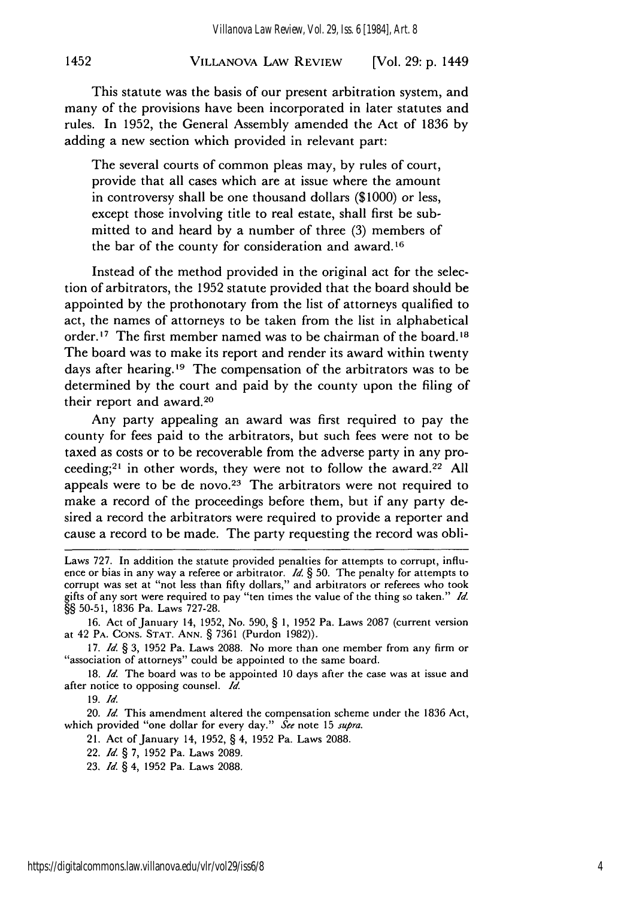This statute was the basis of our present arbitration system, and many of the provisions have been incorporated in later statutes and rules. In 1952, the General Assembly amended the Act of 1836 by adding a new section which provided in relevant part:

> The several courts of common pleas may, by rules of court, provide that all cases which are at issue where the amount in controversy shall be one thousand dollars ($1000) or less, except those involving title to real estate, shall first be submitted to and heard by a number of three (3) members of the bar of the county for consideration and award.[16]

Instead of the method provided in the original act for the selection of arbitrators, the 1952 statute provided that the board should be appointed by the prothonotary from the list of attorneys qualified to act, the names of attorneys to be taken from the list in alphabetical order.[17] The first member named was to be chairman of the board.[18] The board was to make its report and render its award within twenty days after hearing.[19] The compensation of the arbitrators was to be determined by the court and paid by the county upon the filing of their report and award.[20]

Any party appealing an award was first required to pay the county for fees paid to the arbitrators, but such fees were not to be taxed as costs or to be recoverable from the adverse party in any proceeding;[21] in other words, they were not to follow the award.[22] All appeals were to be de novo.[23] The arbitrators were not required to make a record of the proceedings before them, but if any party desired a record the arbitrators were required to provide a reporter and cause a record to be made. The party requesting the record was obli-

---

Laws 727. In addition the statute provided penalties for attempts to corrupt, influence or bias in any way a referee or arbitrator. *Id.* § 50. The penalty for attempts to corrupt was set at "not less than fifty dollars," and arbitrators or referees who took gifts of any sort were required to pay "ten times the value of the thing so taken." *Id.* §§ 50-51, 1836 Pa. Laws 727-28.

16. Act of January 14, 1952, No. 590, § 1, 1952 Pa. Laws 2087 (current version at 42 PA. CONS. STAT. ANN. § 7361 (Purdon 1982)).

17. *Id.* § 3, 1952 Pa. Laws 2088. No more than one member from any firm or "association of attorneys" could be appointed to the same board.

18. *Id.* The board was to be appointed 10 days after the case was at issue and after notice to opposing counsel. *Id.*

19. *Id.*

20. *Id.* This amendment altered the compensation scheme under the 1836 Act, which provided "one dollar for every day." *See* note 15 *supra.*

21. Act of January 14, 1952, § 4, 1952 Pa. Laws 2088.

22. *Id.* § 7, 1952 Pa. Laws 2089.

23. *Id.* § 4, 1952 Pa. Laws 2088.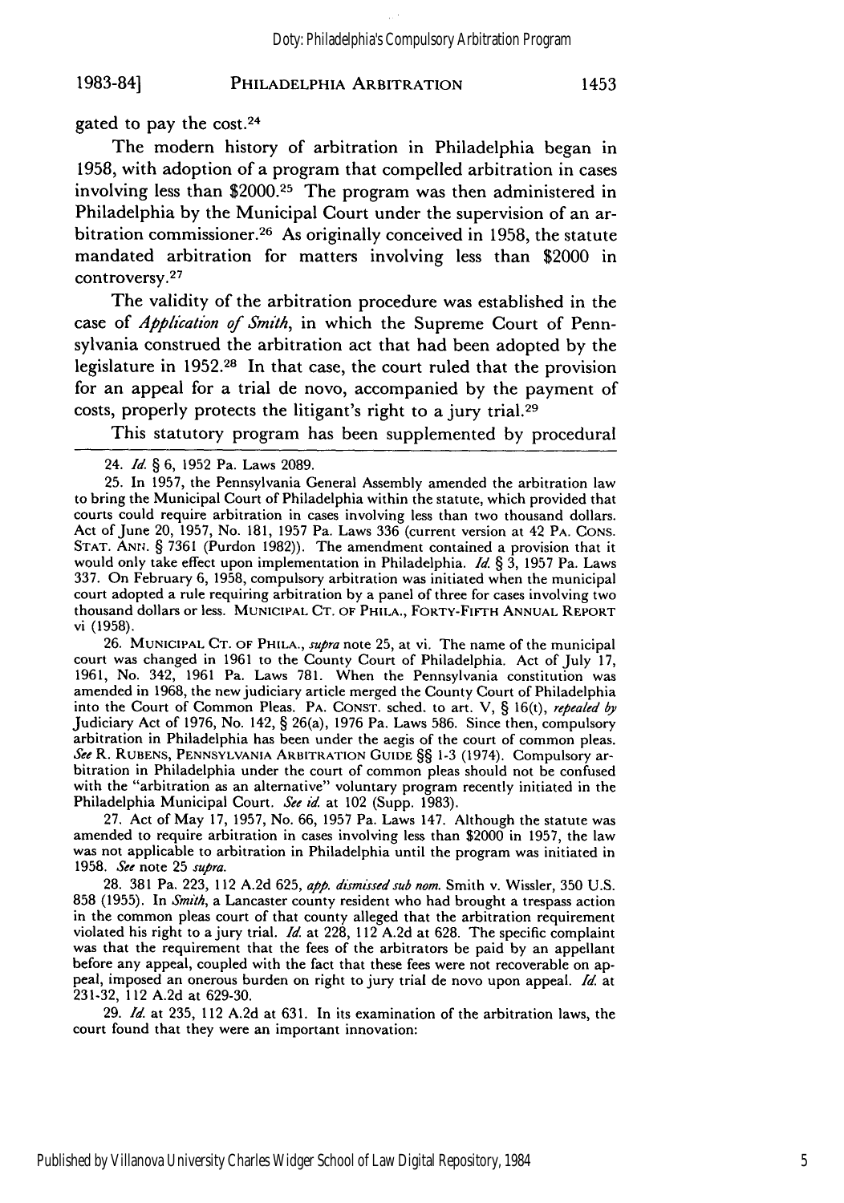gated to pay the cost.[24]

The modern history of arbitration in Philadelphia began in 1958, with adoption of a program that compelled arbitration in cases involving less than $2000.[25] The program was then administered in Philadelphia by the Municipal Court under the supervision of an arbitration commissioner.[26] As originally conceived in 1958, the statute mandated arbitration for matters involving less than $2000 in controversy.[27]

The validity of the arbitration procedure was established in the case of *Application of Smith*, in which the Supreme Court of Pennsylvania construed the arbitration act that had been adopted by the legislature in 1952.[28] In that case, the court ruled that the provision for an appeal for a trial de novo, accompanied by the payment of costs, properly protects the litigant's right to a jury trial.[29]

This statutory program has been supplemented by procedural

---

24. *Id.* § 6, 1952 Pa. Laws 2089.

25. In 1957, the Pennsylvania General Assembly amended the arbitration law to bring the Municipal Court of Philadelphia within the statute, which provided that courts could require arbitration in cases involving less than two thousand dollars. Act of June 20, 1957, No. 181, 1957 Pa. Laws 336 (current version at 42 PA. CONS. STAT. ANN. § 7361 (Purdon 1982)). The amendment contained a provision that it would only take effect upon implementation in Philadelphia. *Id.* § 3, 1957 Pa. Laws 337. On February 6, 1958, compulsory arbitration was initiated when the municipal court adopted a rule requiring arbitration by a panel of three for cases involving two thousand dollars or less. MUNICIPAL CT. OF PHILA., FORTY-FIFTH ANNUAL REPORT vi (1958).

26. MUNICIPAL CT. OF PHILA., *supra* note 25, at vi. The name of the municipal court was changed in 1961 to the County Court of Philadelphia. Act of July 17, 1961, No. 342, 1961 Pa. Laws 781. When the Pennsylvania constitution was amended in 1968, the new judiciary article merged the County Court of Philadelphia into the Court of Common Pleas. PA. CONST. sched. to art. V, § 16(t), *repealed by* Judiciary Act of 1976, No. 142, § 26(a), 1976 Pa. Laws 586. Since then, compulsory arbitration in Philadelphia has been under the aegis of the court of common pleas. *See* R. RUBENS, PENNSYLVANIA ARBITRATION GUIDE §§ 1-3 (1974). Compulsory arbitration in Philadelphia under the court of common pleas should not be confused with the "arbitration as an alternative" voluntary program recently initiated in the Philadelphia Municipal Court. *See id.* at 102 (Supp. 1983).

27. Act of May 17, 1957, No. 66, 1957 Pa. Laws 147. Although the statute was amended to require arbitration in cases involving less than $2000 in 1957, the law was not applicable to arbitration in Philadelphia until the program was initiated in 1958. *See* note 25 *supra*.

28. 381 Pa. 223, 112 A.2d 625, *app. dismissed sub nom.* Smith v. Wissler, 350 U.S. 858 (1955). In *Smith*, a Lancaster county resident who had brought a trespass action in the common pleas court of that county alleged that the arbitration requirement violated his right to a jury trial. *Id.* at 228, 112 A.2d at 628. The specific complaint was that the requirement that the fees of the arbitrators be paid by an appellant before any appeal, coupled with the fact that these fees were not recoverable on appeal, imposed an onerous burden on right to jury trial de novo upon appeal. *Id.* at 231-32, 112 A.2d at 629-30.

29. *Id.* at 235, 112 A.2d at 631. In its examination of the arbitration laws, the court found that they were an important innovation: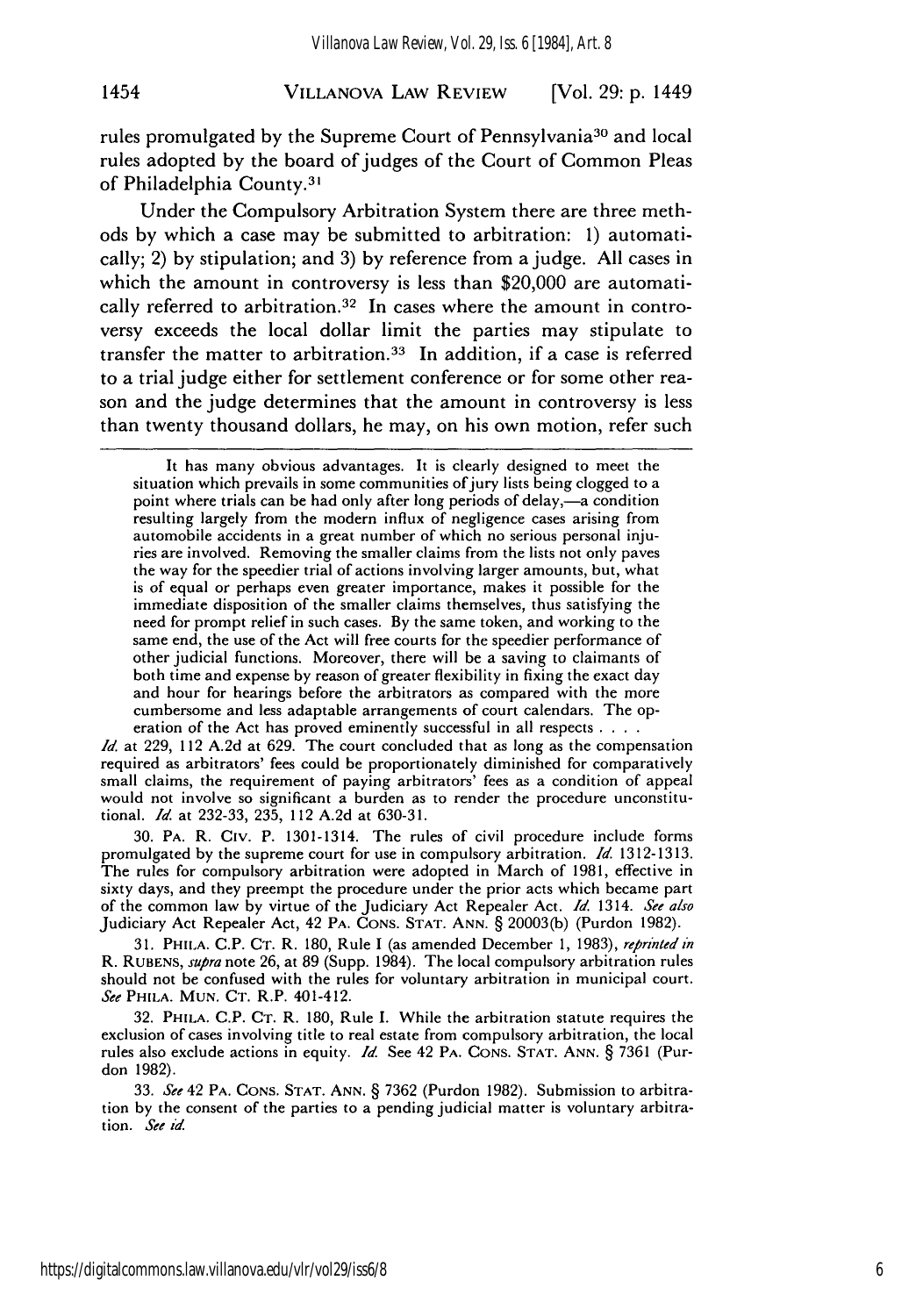rules promulgated by the Supreme Court of Pennsylvania[30] and local rules adopted by the board of judges of the Court of Common Pleas of Philadelphia County.[31]

Under the Compulsory Arbitration System there are three methods by which a case may be submitted to arbitration: 1) automatically; 2) by stipulation; and 3) by reference from a judge. All cases in which the amount in controversy is less than $20,000 are automatically referred to arbitration.[32] In cases where the amount in controversy exceeds the local dollar limit the parties may stipulate to transfer the matter to arbitration.[33] In addition, if a case is referred to a trial judge either for settlement conference or for some other reason and the judge determines that the amount in controversy is less than twenty thousand dollars, he may, on his own motion, refer such

---

> It has many obvious advantages. It is clearly designed to meet the situation which prevails in some communities of jury lists being clogged to a point where trials can be had only after long periods of delay,—a condition resulting largely from the modern influx of negligence cases arising from automobile accidents in a great number of which no serious personal injuries are involved. Removing the smaller claims from the lists not only paves the way for the speedier trial of actions involving larger amounts, but, what is of equal or perhaps even greater importance, makes it possible for the immediate disposition of the smaller claims themselves, thus satisfying the need for prompt relief in such cases. By the same token, and working to the same end, the use of the Act will free courts for the speedier performance of other judicial functions. Moreover, there will be a saving to claimants of both time and expense by reason of greater flexibility in fixing the exact day and hour for hearings before the arbitrators as compared with the more cumbersome and less adaptable arrangements of court calendars. The operation of the Act has proved eminently successful in all respects . . . .

*Id.* at 229, 112 A.2d at 629. The court concluded that as long as the compensation required as arbitrators' fees could be proportionately diminished for comparatively small claims, the requirement of paying arbitrators' fees as a condition of appeal would not involve so significant a burden as to render the procedure unconstitutional. *Id.* at 232-33, 235, 112 A.2d at 630-31.

30. PA. R. CIV. P. 1301-1314. The rules of civil procedure include forms promulgated by the supreme court for use in compulsory arbitration. *Id.* 1312-1313. The rules for compulsory arbitration were adopted in March of 1981, effective in sixty days, and they preempt the procedure under the prior acts which became part of the common law by virtue of the Judiciary Act Repealer Act. *Id.* 1314. *See also* Judiciary Act Repealer Act, 42 PA. CONS. STAT. ANN. § 20003(b) (Purdon 1982).

31. PHILA. C.P. CT. R. 180, Rule I (as amended December 1, 1983), *reprinted in* R. RUBENS, *supra* note 26, at 89 (Supp. 1984). The local compulsory arbitration rules should not be confused with the rules for voluntary arbitration in municipal court. *See* PHILA. MUN. CT. R.P. 401-412.

32. PHILA. C.P. CT. R. 180, Rule I. While the arbitration statute requires the exclusion of cases involving title to real estate from compulsory arbitration, the local rules also exclude actions in equity. *Id.* See 42 PA. CONS. STAT. ANN. § 7361 (Purdon 1982).

33. *See* 42 PA. CONS. STAT. ANN. § 7362 (Purdon 1982). Submission to arbitration by the consent of the parties to a pending judicial matter is voluntary arbitration. *See id.*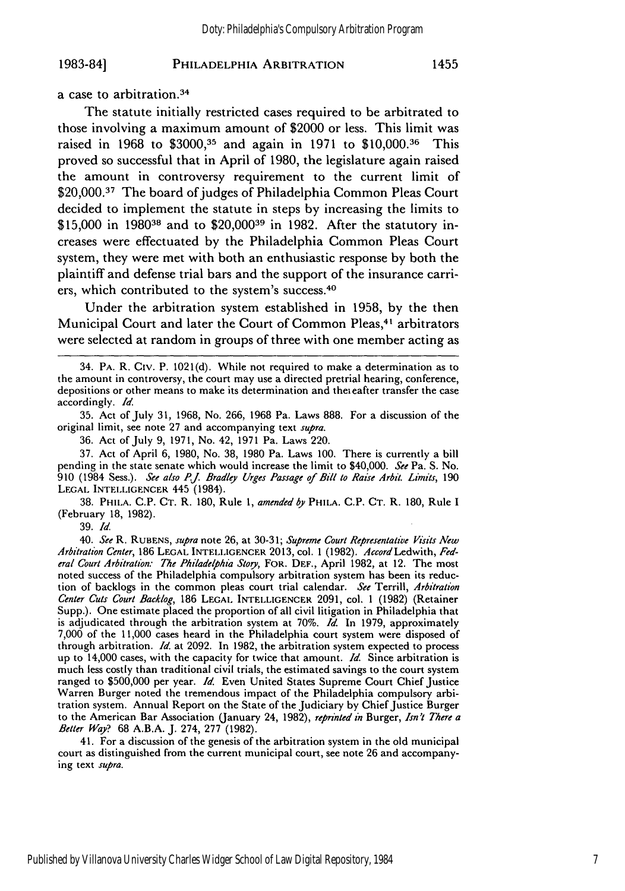a case to arbitration.[34]

The statute initially restricted cases required to be arbitrated to those involving a maximum amount of $2000 or less. This limit was raised in 1968 to $3000,[35] and again in 1971 to $10,000.[36] This proved so successful that in April of 1980, the legislature again raised the amount in controversy requirement to the current limit of $20,000.[37] The board of judges of Philadelphia Common Pleas Court decided to implement the statute in steps by increasing the limits to $15,000 in 1980[38] and to $20,000[39] in 1982. After the statutory increases were effectuated by the Philadelphia Common Pleas Court system, they were met with both an enthusiastic response by both the plaintiff and defense trial bars and the support of the insurance carriers, which contributed to the system's success.[40]

Under the arbitration system established in 1958, by the then Municipal Court and later the Court of Common Pleas,[41] arbitrators were selected at random in groups of three with one member acting as

---

34. PA. R. CIV. P. 1021(d). While not required to make a determination as to the amount in controversy, the court may use a directed pretrial hearing, conference, depositions or other means to make its determination and thereafter transfer the case accordingly. *Id.*

35. Act of July 31, 1968, No. 266, 1968 Pa. Laws 888. For a discussion of the original limit, see note 27 and accompanying text *supra*.

36. Act of July 9, 1971, No. 42, 1971 Pa. Laws 220.

37. Act of April 6, 1980, No. 38, 1980 Pa. Laws 100. There is currently a bill pending in the state senate which would increase the limit to $40,000. *See* Pa. S. No. 910 (1984 Sess.). *See also P.J. Bradley Urges Passage of Bill to Raise Arbit. Limits*, 190 LEGAL INTELLIGENCER 445 (1984).

38. PHILA. C.P. CT. R. 180, Rule 1, *amended by* PHILA. C.P. CT. R. 180, Rule I (February 18, 1982).

39. *Id.*

40. *See* R. RUBENS, *supra* note 26, at 30-31; *Supreme Court Representative Visits New Arbitration Center*, 186 LEGAL INTELLIGENCER 2013, col. 1 (1982). *Accord* Ledwith, *Federal Court Arbitration: The Philadelphia Story*, FOR. DEF., April 1982, at 12. The most noted success of the Philadelphia compulsory arbitration system has been its reduction of backlogs in the common pleas court trial calendar. *See* Terrill, *Arbitration Center Cuts Court Backlog*, 186 LEGAL INTELLIGENCER 2091, col. 1 (1982) (Retainer Supp.). One estimate placed the proportion of all civil litigation in Philadelphia that is adjudicated through the arbitration system at 70%. *Id.* In 1979, approximately 7,000 of the 11,000 cases heard in the Philadelphia court system were disposed of through arbitration. *Id.* at 2092. In 1982, the arbitration system expected to process up to 14,000 cases, with the capacity for twice that amount. *Id.* Since arbitration is much less costly than traditional civil trials, the estimated savings to the court system ranged to $500,000 per year. *Id.* Even United States Supreme Court Chief Justice Warren Burger noted the tremendous impact of the Philadelphia compulsory arbitration system. Annual Report on the State of the Judiciary by Chief Justice Burger to the American Bar Association (January 24, 1982), *reprinted in* Burger, *Isn't There a Better Way?* 68 A.B.A. J. 274, 277 (1982).

41. For a discussion of the genesis of the arbitration system in the old municipal court as distinguished from the current municipal court, see note 26 and accompanying text *supra*.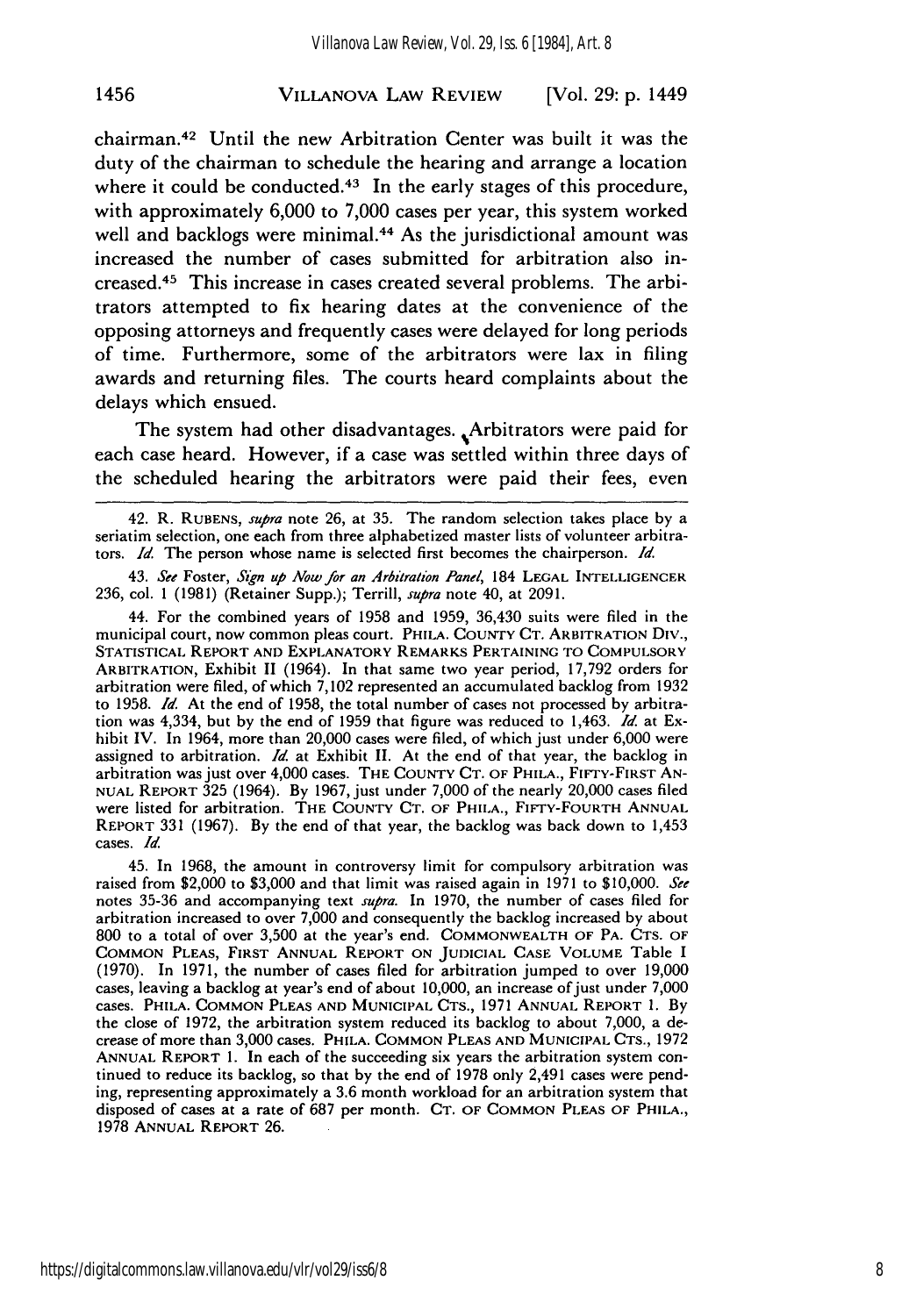chairman.[42] Until the new Arbitration Center was built it was the duty of the chairman to schedule the hearing and arrange a location where it could be conducted.[43] In the early stages of this procedure, with approximately 6,000 to 7,000 cases per year, this system worked well and backlogs were minimal.[44] As the jurisdictional amount was increased the number of cases submitted for arbitration also increased.[45] This increase in cases created several problems. The arbitrators attempted to fix hearing dates at the convenience of the opposing attorneys and frequently cases were delayed for long periods of time. Furthermore, some of the arbitrators were lax in filing awards and returning files. The courts heard complaints about the delays which ensued.

The system had other disadvantages. Arbitrators were paid for each case heard. However, if a case was settled within three days of the scheduled hearing the arbitrators were paid their fees, even

---

42. R. RUBENS, *supra* note 26, at 35. The random selection takes place by a seriatim selection, one each from three alphabetized master lists of volunteer arbitrators. *Id.* The person whose name is selected first becomes the chairperson. *Id.*

43. *See* Foster, *Sign up Now for an Arbitration Panel*, 184 LEGAL INTELLIGENCER 236, col. 1 (1981) (Retainer Supp.); Terrill, *supra* note 40, at 2091.

44. For the combined years of 1958 and 1959, 36,430 suits were filed in the municipal court, now common pleas court. PHILA. COUNTY CT. ARBITRATION DIV., STATISTICAL REPORT AND EXPLANATORY REMARKS PERTAINING TO COMPULSORY ARBITRATION, Exhibit II (1964). In that same two year period, 17,792 orders for arbitration were filed, of which 7,102 represented an accumulated backlog from 1932 to 1958. *Id.* At the end of 1958, the total number of cases not processed by arbitration was 4,334, but by the end of 1959 that figure was reduced to 1,463. *Id.* at Exhibit IV. In 1964, more than 20,000 cases were filed, of which just under 6,000 were assigned to arbitration. *Id.* at Exhibit II. At the end of that year, the backlog in arbitration was just over 4,000 cases. THE COUNTY CT. OF PHILA., FIFTY-FIRST ANNUAL REPORT 325 (1964). By 1967, just under 7,000 of the nearly 20,000 cases filed were listed for arbitration. THE COUNTY CT. OF PHILA., FIFTY-FOURTH ANNUAL REPORT 331 (1967). By the end of that year, the backlog was back down to 1,453 cases. *Id.*

45. In 1968, the amount in controversy limit for compulsory arbitration was raised from $2,000 to $3,000 and that limit was raised again in 1971 to $10,000. *See* notes 35-36 and accompanying text *supra*. In 1970, the number of cases filed for arbitration increased to over 7,000 and consequently the backlog increased by about 800 to a total of over 3,500 at the year's end. COMMONWEALTH OF PA. CTS. OF COMMON PLEAS, FIRST ANNUAL REPORT ON JUDICIAL CASE VOLUME Table I (1970). In 1971, the number of cases filed for arbitration jumped to over 19,000 cases, leaving a backlog at year's end of about 10,000, an increase of just under 7,000 cases. PHILA. COMMON PLEAS AND MUNICIPAL CTS., 1971 ANNUAL REPORT 1. By the close of 1972, the arbitration system reduced its backlog to about 7,000, a decrease of more than 3,000 cases. PHILA. COMMON PLEAS AND MUNICIPAL CTS., 1972 ANNUAL REPORT 1. In each of the succeeding six years the arbitration system continued to reduce its backlog, so that by the end of 1978 only 2,491 cases were pending, representing approximately a 3.6 month workload for an arbitration system that disposed of cases at a rate of 687 per month. CT. OF COMMON PLEAS OF PHILA., 1978 ANNUAL REPORT 26.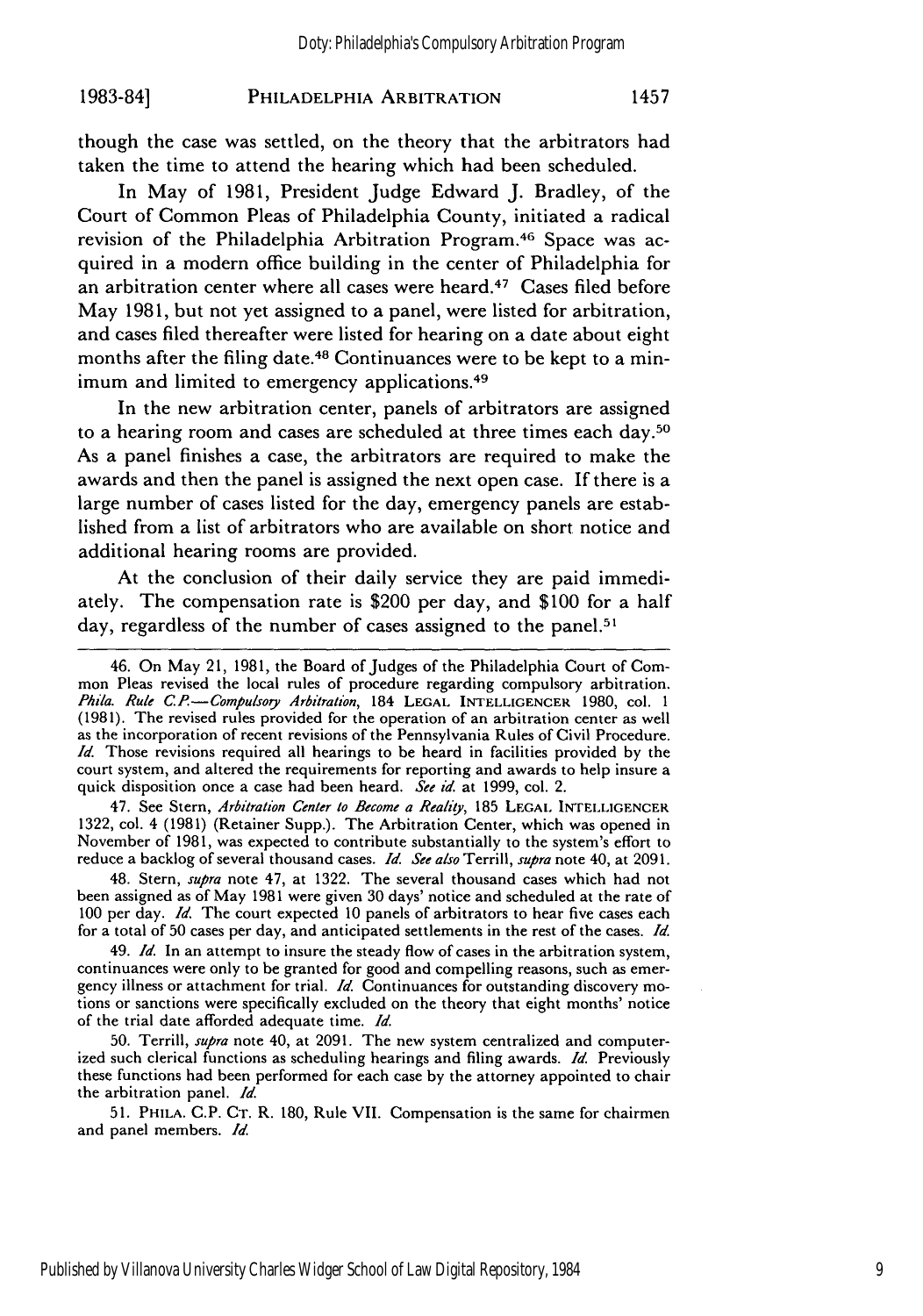though the case was settled, on the theory that the arbitrators had taken the time to attend the hearing which had been scheduled.

In May of 1981, President Judge Edward J. Bradley, of the Court of Common Pleas of Philadelphia County, initiated a radical revision of the Philadelphia Arbitration Program.[46] Space was acquired in a modern office building in the center of Philadelphia for an arbitration center where all cases were heard.[47] Cases filed before May 1981, but not yet assigned to a panel, were listed for arbitration, and cases filed thereafter were listed for hearing on a date about eight months after the filing date.[48] Continuances were to be kept to a minimum and limited to emergency applications.[49]

In the new arbitration center, panels of arbitrators are assigned to a hearing room and cases are scheduled at three times each day.[50] As a panel finishes a case, the arbitrators are required to make the awards and then the panel is assigned the next open case. If there is a large number of cases listed for the day, emergency panels are established from a list of arbitrators who are available on short notice and additional hearing rooms are provided.

At the conclusion of their daily service they are paid immediately. The compensation rate is $200 per day, and $100 for a half day, regardless of the number of cases assigned to the panel.[51]

---

46. On May 21, 1981, the Board of Judges of the Philadelphia Court of Common Pleas revised the local rules of procedure regarding compulsory arbitration. *Phila. Rule C.P.—Compulsory Arbitration*, 184 LEGAL INTELLIGENCER 1980, col. 1 (1981). The revised rules provided for the operation of an arbitration center as well as the incorporation of recent revisions of the Pennsylvania Rules of Civil Procedure. *Id.* Those revisions required all hearings to be heard in facilities provided by the court system, and altered the requirements for reporting and awards to help insure a quick disposition once a case had been heard. *See id.* at 1999, col. 2.

47. See Stern, *Arbitration Center to Become a Reality*, 185 LEGAL INTELLIGENCER 1322, col. 4 (1981) (Retainer Supp.). The Arbitration Center, which was opened in November of 1981, was expected to contribute substantially to the system's effort to reduce a backlog of several thousand cases. *Id. See also* Terrill, *supra* note 40, at 2091.

48. Stern, *supra* note 47, at 1322. The several thousand cases which had not been assigned as of May 1981 were given 30 days' notice and scheduled at the rate of 100 per day. *Id.* The court expected 10 panels of arbitrators to hear five cases each for a total of 50 cases per day, and anticipated settlements in the rest of the cases. *Id.*

49. *Id.* In an attempt to insure the steady flow of cases in the arbitration system, continuances were only to be granted for good and compelling reasons, such as emergency illness or attachment for trial. *Id.* Continuances for outstanding discovery motions or sanctions were specifically excluded on the theory that eight months' notice of the trial date afforded adequate time. *Id.*

50. Terrill, *supra* note 40, at 2091. The new system centralized and computerized such clerical functions as scheduling hearings and filing awards. *Id.* Previously these functions had been performed for each case by the attorney appointed to chair the arbitration panel. *Id.*

51. PHILA. C.P. CT. R. 180, Rule VII. Compensation is the same for chairmen and panel members. *Id.*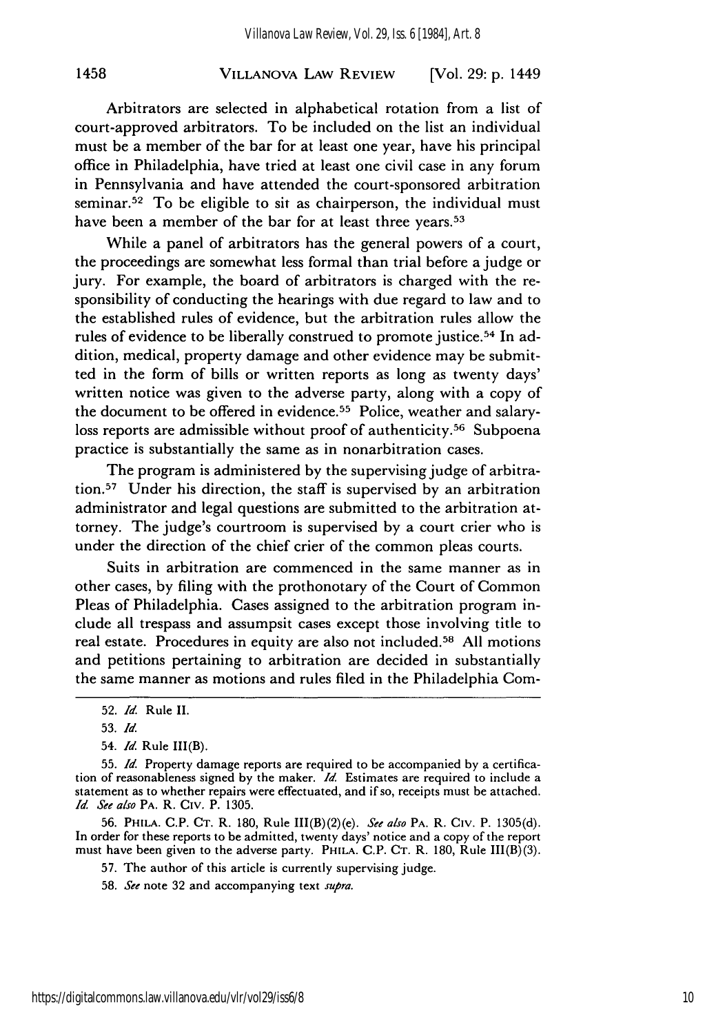Arbitrators are selected in alphabetical rotation from a list of court-approved arbitrators. To be included on the list an individual must be a member of the bar for at least one year, have his principal office in Philadelphia, have tried at least one civil case in any forum in Pennsylvania and have attended the court-sponsored arbitration seminar.[52] To be eligible to sit as chairperson, the individual must have been a member of the bar for at least three years.[53]

While a panel of arbitrators has the general powers of a court, the proceedings are somewhat less formal than trial before a judge or jury. For example, the board of arbitrators is charged with the responsibility of conducting the hearings with due regard to law and to the established rules of evidence, but the arbitration rules allow the rules of evidence to be liberally construed to promote justice.[54] In addition, medical, property damage and other evidence may be submitted in the form of bills or written reports as long as twenty days' written notice was given to the adverse party, along with a copy of the document to be offered in evidence.[55] Police, weather and salary-loss reports are admissible without proof of authenticity.[56] Subpoena practice is substantially the same as in nonarbitration cases.

The program is administered by the supervising judge of arbitration.[57] Under his direction, the staff is supervised by an arbitration administrator and legal questions are submitted to the arbitration attorney. The judge's courtroom is supervised by a court crier who is under the direction of the chief crier of the common pleas courts.

Suits in arbitration are commenced in the same manner as in other cases, by filing with the prothonotary of the Court of Common Pleas of Philadelphia. Cases assigned to the arbitration program include all trespass and assumpsit cases except those involving title to real estate. Procedures in equity are also not included.[58] All motions and petitions pertaining to arbitration are decided in substantially the same manner as motions and rules filed in the Philadelphia Com-

---

52. *Id.* Rule II.

53. *Id.*

54. *Id.* Rule III(B).

55. *Id.* Property damage reports are required to be accompanied by a certification of reasonableness signed by the maker. *Id.* Estimates are required to include a statement as to whether repairs were effectuated, and if so, receipts must be attached. *Id. See also* PA. R. CIV. P. 1305.

56. PHILA. C.P. CT. R. 180, Rule III(B)(2)(e). *See also* PA. R. CIV. P. 1305(d). In order for these reports to be admitted, twenty days' notice and a copy of the report must have been given to the adverse party. PHILA. C.P. CT. R. 180, Rule III(B)(3).

57. The author of this article is currently supervising judge.

58. *See* note 32 and accompanying text *supra*.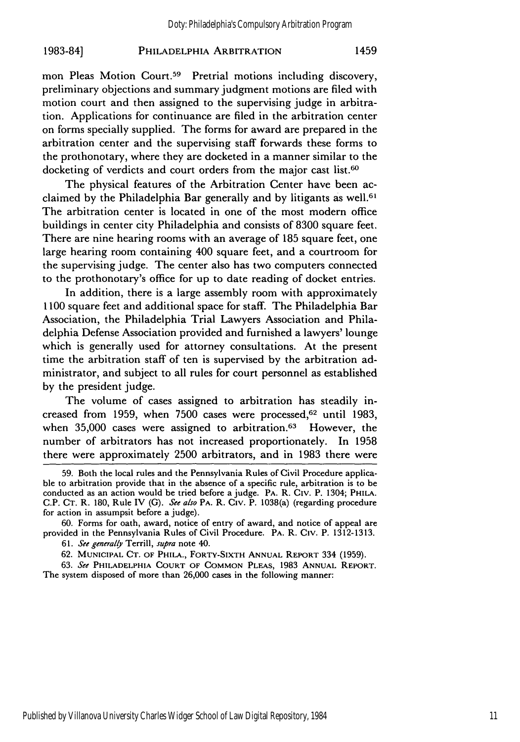mon Pleas Motion Court.[59] Pretrial motions including discovery, preliminary objections and summary judgment motions are filed with motion court and then assigned to the supervising judge in arbitration. Applications for continuance are filed in the arbitration center on forms specially supplied. The forms for award are prepared in the arbitration center and the supervising staff forwards these forms to the prothonotary, where they are docketed in a manner similar to the docketing of verdicts and court orders from the major cast list.[60]

The physical features of the Arbitration Center have been acclaimed by the Philadelphia Bar generally and by litigants as well.[61] The arbitration center is located in one of the most modern office buildings in center city Philadelphia and consists of 8300 square feet. There are nine hearing rooms with an average of 185 square feet, one large hearing room containing 400 square feet, and a courtroom for the supervising judge. The center also has two computers connected to the prothonotary's office for up to date reading of docket entries.

In addition, there is a large assembly room with approximately 1100 square feet and additional space for staff. The Philadelphia Bar Association, the Philadelphia Trial Lawyers Association and Philadelphia Defense Association provided and furnished a lawyers' lounge which is generally used for attorney consultations. At the present time the arbitration staff of ten is supervised by the arbitration administrator, and subject to all rules for court personnel as established by the president judge.

The volume of cases assigned to arbitration has steadily increased from 1959, when 7500 cases were processed,[62] until 1983, when 35,000 cases were assigned to arbitration.[63] However, the number of arbitrators has not increased proportionately. In 1958 there were approximately 2500 arbitrators, and in 1983 there were

---

59. Both the local rules and the Pennsylvania Rules of Civil Procedure applicable to arbitration provide that in the absence of a specific rule, arbitration is to be conducted as an action would be tried before a judge. PA. R. CIV. P. 1304; PHILA. C.P. CT. R. 180, Rule IV (G). *See also* PA. R. CIV. P. 1038(a) (regarding procedure for action in assumpsit before a judge).

60. Forms for oath, award, notice of entry of award, and notice of appeal are provided in the Pennsylvania Rules of Civil Procedure. PA. R. CIV. P. 1312-1313.

61. *See generally* Terrill, *supra* note 40.

62. MUNICIPAL CT. OF PHILA., FORTY-SIXTH ANNUAL REPORT 334 (1959).

63. *See* PHILADELPHIA COURT OF COMMON PLEAS, 1983 ANNUAL REPORT. The system disposed of more than 26,000 cases in the following manner: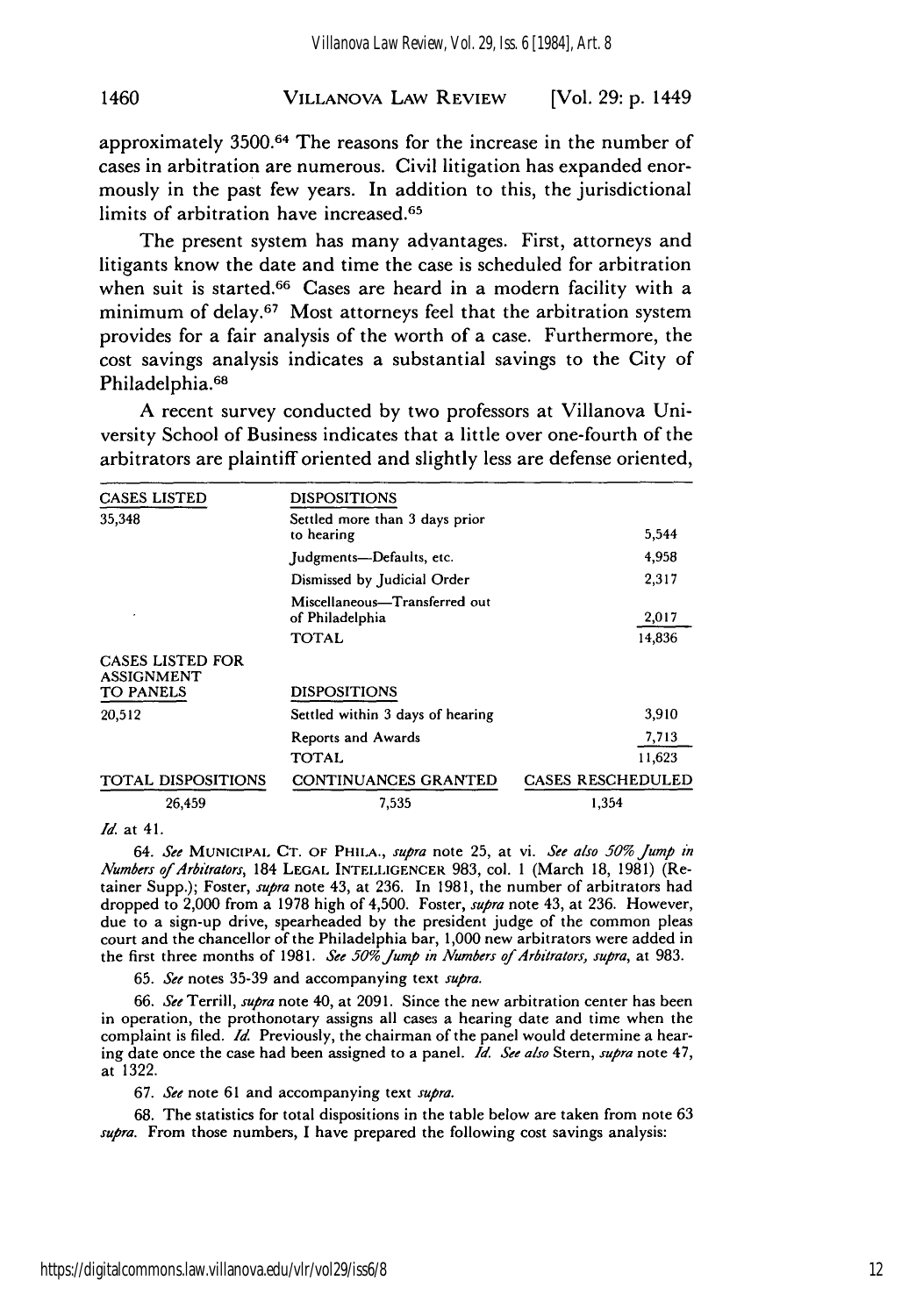approximately 3500.[64] The reasons for the increase in the number of cases in arbitration are numerous. Civil litigation has expanded enormously in the past few years. In addition to this, the jurisdictional limits of arbitration have increased.[65]

The present system has many advantages. First, attorneys and litigants know the date and time the case is scheduled for arbitration when suit is started.[66] Cases are heard in a modern facility with a minimum of delay.[67] Most attorneys feel that the arbitration system provides for a fair analysis of the worth of a case. Furthermore, the cost savings analysis indicates a substantial savings to the City of Philadelphia.[68]

A recent survey conducted by two professors at Villanova University School of Business indicates that a little over one-fourth of the arbitrators are plaintiff oriented and slightly less are defense oriented,

| CASES LISTED | DISPOSITIONS | |
|---|---|---|
| 35,348 | Settled more than 3 days prior to hearing | 5,544 |
| | Judgments—Defaults, etc. | 4,958 |
| | Dismissed by Judicial Order | 2,317 |
| | Miscellaneous—Transferred out of Philadelphia | 2,017 |
| | TOTAL | 14,836 |
| CASES LISTED FOR ASSIGNMENT TO PANELS | DISPOSITIONS | |
| 20,512 | Settled within 3 days of hearing | 3,910 |
| | Reports and Awards | 7,713 |
| | TOTAL | 11,623 |
| TOTAL DISPOSITIONS | CONTINUANCES GRANTED | CASES RESCHEDULED |
| 26,459 | 7,535 | 1,354 |

*Id.* at 41.

64. *See* MUNICIPAL CT. OF PHILA., *supra* note 25, at vi. *See also 50% Jump in Numbers of Arbitrators*, 184 LEGAL INTELLIGENCER 983, col. 1 (March 18, 1981) (Retainer Supp.); Foster, *supra* note 43, at 236. In 1981, the number of arbitrators had dropped to 2,000 from a 1978 high of 4,500. Foster, *supra* note 43, at 236. However, due to a sign-up drive, spearheaded by the president judge of the common pleas court and the chancellor of the Philadelphia bar, 1,000 new arbitrators were added in the first three months of 1981. *See 50% Jump in Numbers of Arbitrators, supra*, at 983.

65. *See* notes 35-39 and accompanying text *supra*.

66. *See* Terrill, *supra* note 40, at 2091. Since the new arbitration center has been in operation, the prothonotary assigns all cases a hearing date and time when the complaint is filed. *Id.* Previously, the chairman of the panel would determine a hearing date once the case had been assigned to a panel. *Id. See also* Stern, *supra* note 47, at 1322.

67. *See* note 61 and accompanying text *supra*.

68. The statistics for total dispositions in the table below are taken from note 63 *supra*. From those numbers, I have prepared the following cost savings analysis: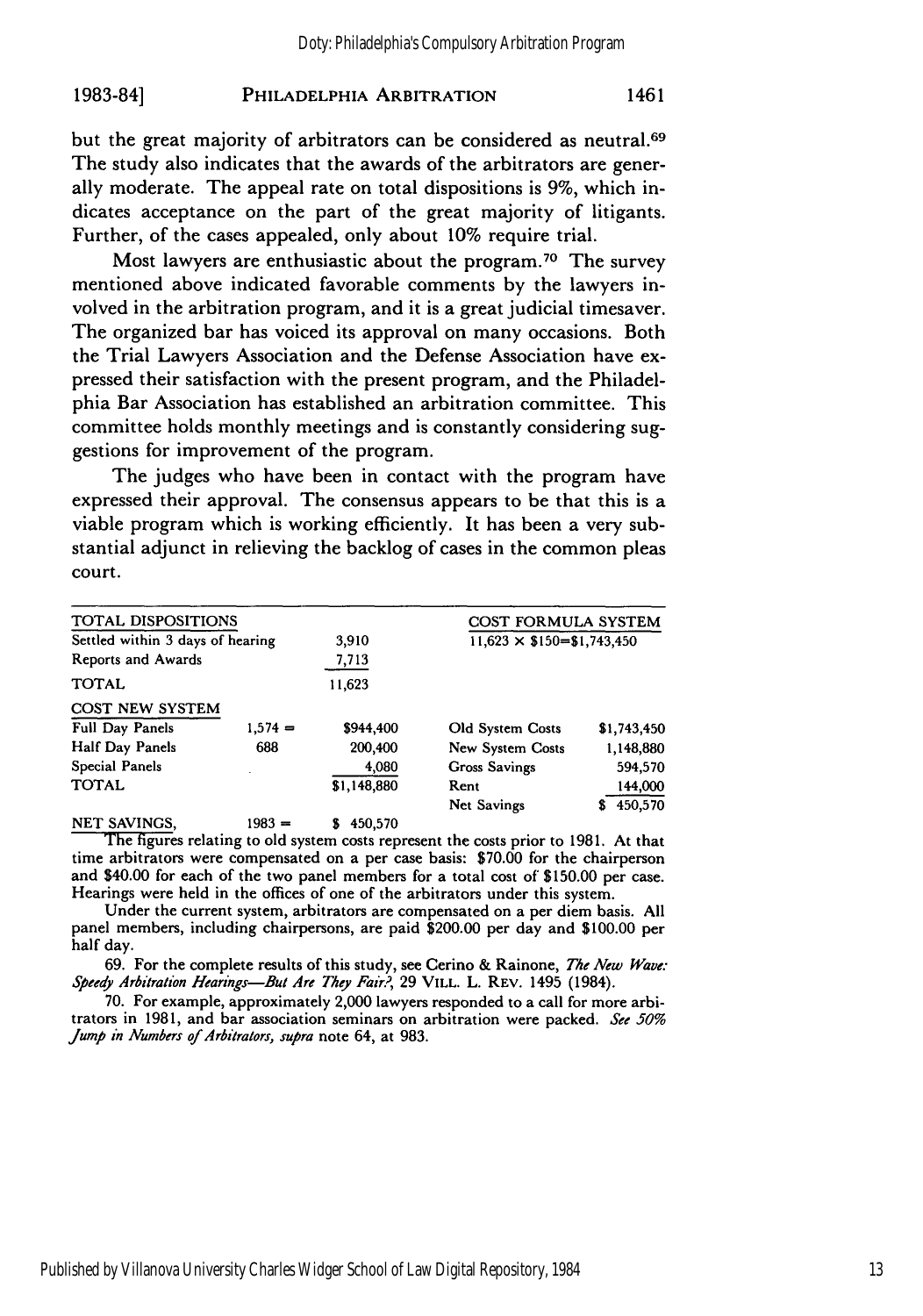but the great majority of arbitrators can be considered as neutral.[69] The study also indicates that the awards of the arbitrators are generally moderate. The appeal rate on total dispositions is 9%, which indicates acceptance on the part of the great majority of litigants. Further, of the cases appealed, only about 10% require trial.

Most lawyers are enthusiastic about the program.[70] The survey mentioned above indicated favorable comments by the lawyers involved in the arbitration program, and it is a great judicial timesaver. The organized bar has voiced its approval on many occasions. Both the Trial Lawyers Association and the Defense Association have expressed their satisfaction with the present program, and the Philadelphia Bar Association has established an arbitration committee. This committee holds monthly meetings and is constantly considering suggestions for improvement of the program.

The judges who have been in contact with the program have expressed their approval. The consensus appears to be that this is a viable program which is working efficiently. It has been a very substantial adjunct in relieving the backlog of cases in the common pleas court.

| TOTAL DISPOSITIONS | | | COST FORMULA SYSTEM | |
|---|---|---|---|---|
| Settled within 3 days of hearing | | 3,910 | 11,623 × $150=$1,743,450 | |
| Reports and Awards | | 7,713 | | |
| TOTAL | | 11,623 | | |
| COST NEW SYSTEM | | | | |
| Full Day Panels | 1,574 = | $944,400 | Old System Costs | $1,743,450 |
| Half Day Panels | 688 | 200,400 | New System Costs | 1,148,880 |
| Special Panels | | 4,080 | Gross Savings | 594,570 |
| TOTAL | | $1,148,880 | Rent | 144,000 |
| | | | Net Savings | $ 450,570 |
| NET SAVINGS, | 1983 = | $ 450,570 | | |

The figures relating to old system costs represent the costs prior to 1981. At that time arbitrators were compensated on a per case basis: $70.00 for the chairperson and $40.00 for each of the two panel members for a total cost of $150.00 per case. Hearings were held in the offices of one of the arbitrators under this system.

Under the current system, arbitrators are compensated on a per diem basis. All panel members, including chairpersons, are paid $200.00 per day and $100.00 per half day.

69. For the complete results of this study, see Cerino & Rainone, *The New Wave: Speedy Arbitration Hearings—But Are They Fair?*, 29 VILL. L. REV. 1495 (1984).

70. For example, approximately 2,000 lawyers responded to a call for more arbitrators in 1981, and bar association seminars on arbitration were packed. *See 50% Jump in Numbers of Arbitrators, supra* note 64, at 983.